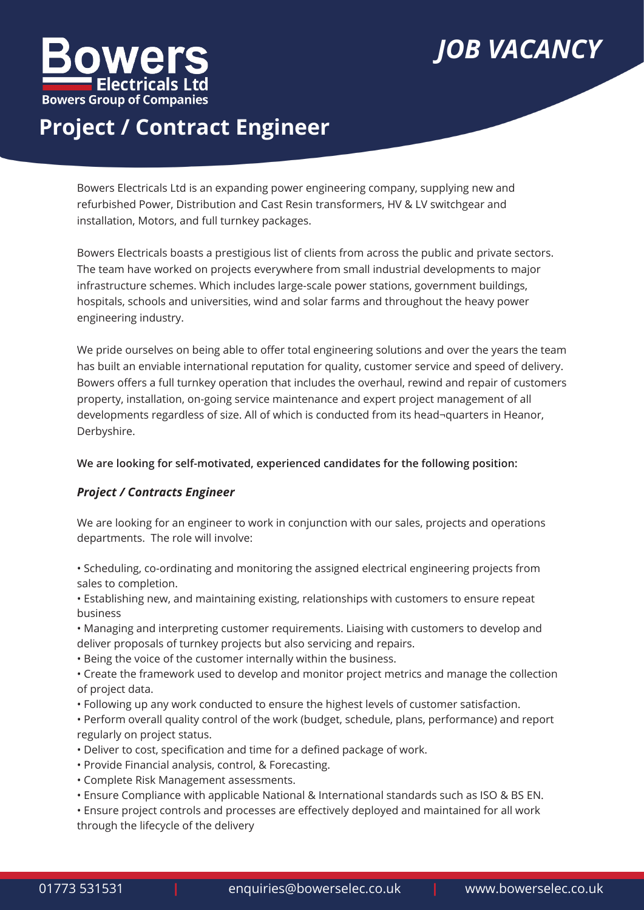# Bowers Electricals Ltd

Bowers Group of Companies

*JOB VACANCY*

## Project / Contract Engineer

Bowers Electricals Ltd is an expanding power engineering company, supplying new and refurbished Power, Distribution and Cast Resin transformers, HV & LV switchgear and installation, Motors, and full turnkey packages.

Bowers Electricals boasts a prestigious list of clients from across the public and private sectors. The team have worked on projects everywhere from small industrial developments to major infrastructure schemes. Which includes large-scale power stations, government buildings, hospitals, schools and universities, wind and solar farms and throughout the heavy power engineering industry.

We pride ourselves on being able to offer total engineering solutions and over the years the team has built an enviable international reputation for quality, customer service and speed of delivery. Bowers offers a full turnkey operation that includes the overhaul, rewind and repair of customers property, installation, on-going service maintenance and expert project management of all developments regardless of size. All of which is conducted from its head¬quarters in Heanor, Derbyshire.

**We are looking for self-motivated, experienced candidates for the following position:**

***Project / Contracts Engineer***

We are looking for an engineer to work in conjunction with our sales, projects and operations departments. The role will involve:

- Scheduling, co-ordinating and monitoring the assigned electrical engineering projects from sales to completion.
- Establishing new, and maintaining existing, relationships with customers to ensure repeat business
- Managing and interpreting customer requirements. Liaising with customers to develop and deliver proposals of turnkey projects but also servicing and repairs.
- Being the voice of the customer internally within the business.
- Create the framework used to develop and monitor project metrics and manage the collection of project data.
- Following up any work conducted to ensure the highest levels of customer satisfaction.
- Perform overall quality control of the work (budget, schedule, plans, performance) and report regularly on project status.
- Deliver to cost, specification and time for a defined package of work.
- Provide Financial analysis, control, & Forecasting.
- Complete Risk Management assessments.
- Ensure Compliance with applicable National & International standards such as ISO & BS EN.
- Ensure project controls and processes are effectively deployed and maintained for all work through the lifecycle of the delivery

01773 531531 | enquiries@bowerselec.co.uk | www.bowerselec.co.uk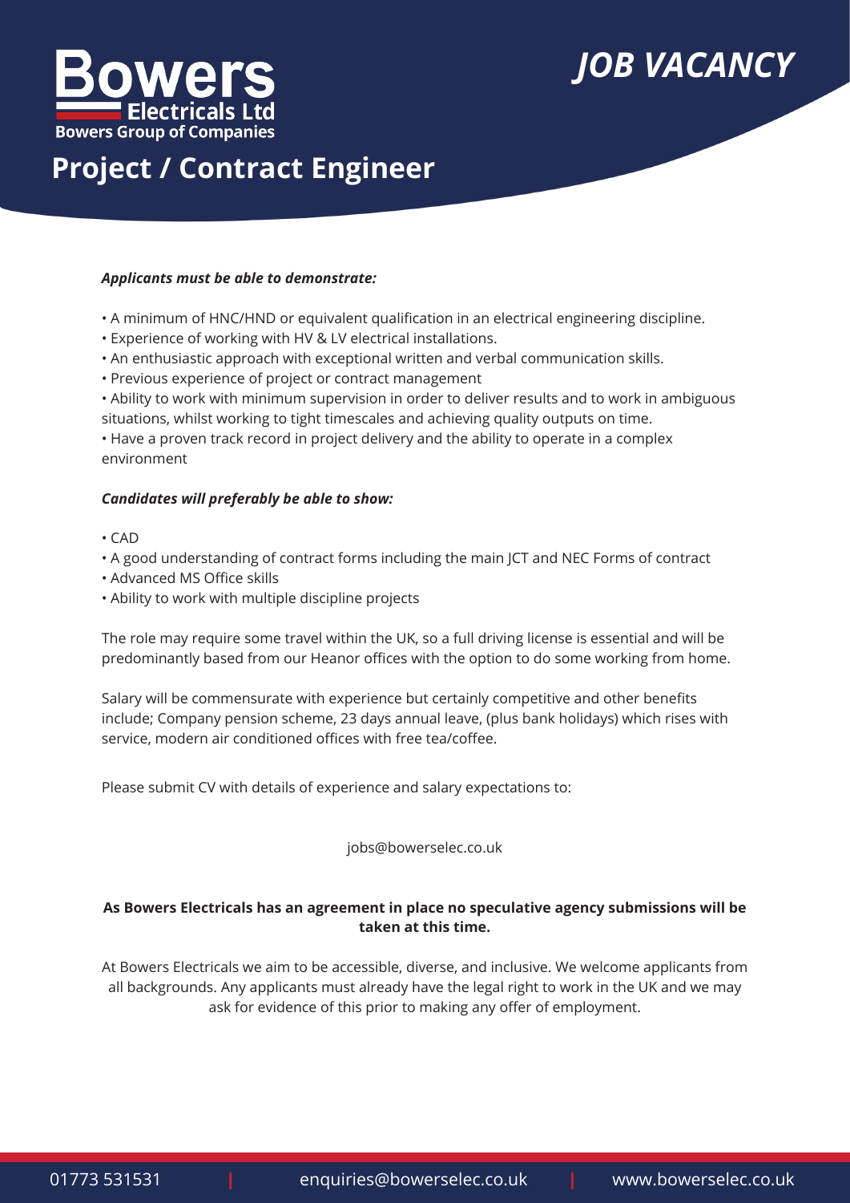Bowers
Electricals Ltd
Bowers Group of Companies

*JOB VACANCY*

# Project / Contract Engineer

***Applicants must be able to demonstrate:***

- A minimum of HNC/HND or equivalent qualification in an electrical engineering discipline.
- Experience of working with HV & LV electrical installations.
- An enthusiastic approach with exceptional written and verbal communication skills.
- Previous experience of project or contract management
- Ability to work with minimum supervision in order to deliver results and to work in ambiguous situations, whilst working to tight timescales and achieving quality outputs on time.
- Have a proven track record in project delivery and the ability to operate in a complex environment

***Candidates will preferably be able to show:***

- CAD
- A good understanding of contract forms including the main JCT and NEC Forms of contract
- Advanced MS Office skills
- Ability to work with multiple discipline projects

The role may require some travel within the UK, so a full driving license is essential and will be predominantly based from our Heanor offices with the option to do some working from home.

Salary will be commensurate with experience but certainly competitive and other benefits include; Company pension scheme, 23 days annual leave, (plus bank holidays) which rises with service, modern air conditioned offices with free tea/coffee.

Please submit CV with details of experience and salary expectations to:

jobs@bowerselec.co.uk

**As Bowers Electricals has an agreement in place no speculative agency submissions will be taken at this time.**

At Bowers Electricals we aim to be accessible, diverse, and inclusive. We welcome applicants from all backgrounds. Any applicants must already have the legal right to work in the UK and we may ask for evidence of this prior to making any offer of employment.

01773 531531 | enquiries@bowerselec.co.uk | www.bowerselec.co.uk